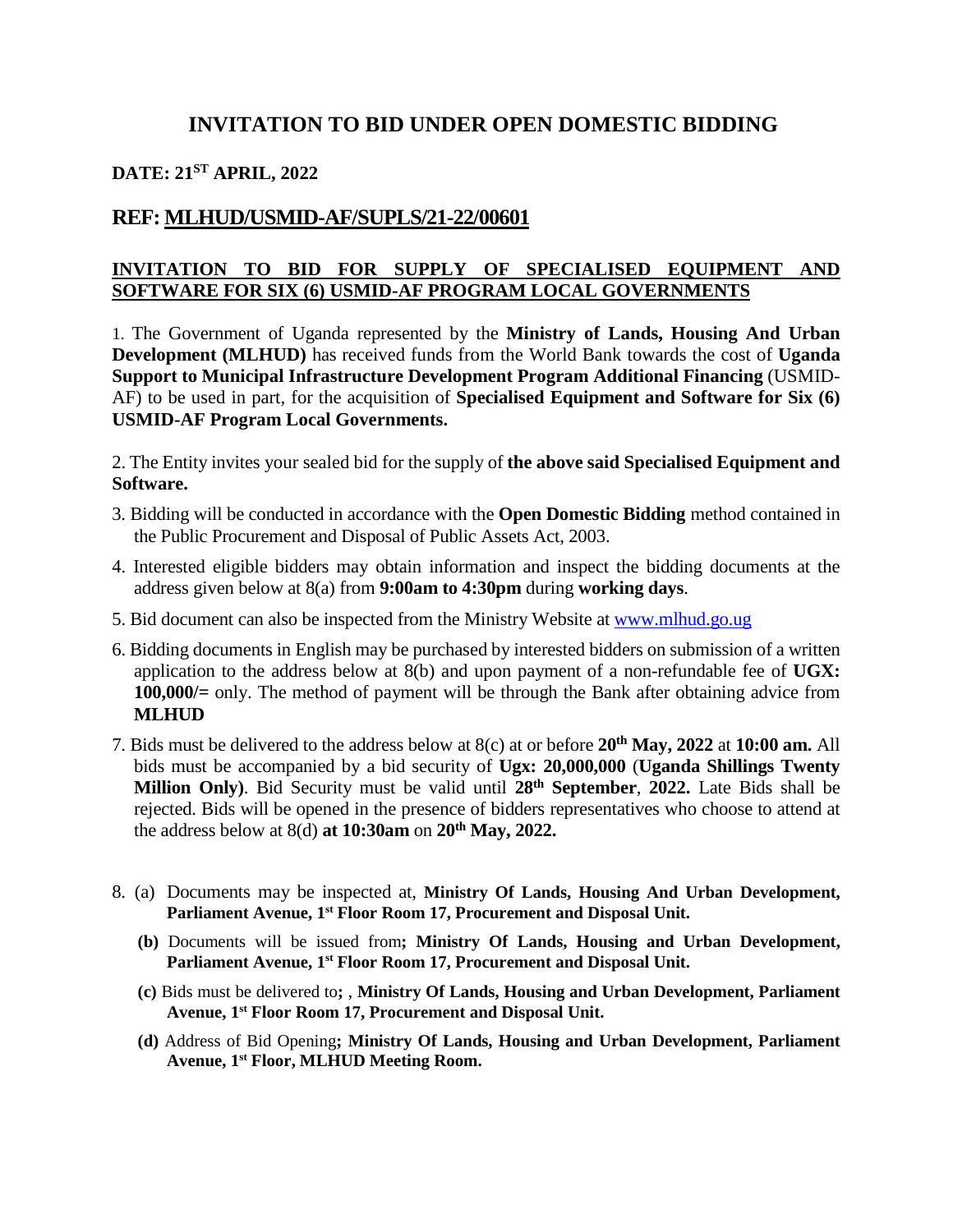# INVITATION TO BID UNDER OPEN DOMESTIC BIDDING

**DATE: 21ST APRIL, 2022**

## REF: MLHUD/USMID-AF/SUPLS/21-22/00601

**INVITATION TO BID FOR SUPPLY OF SPECIALISED EQUIPMENT AND SOFTWARE FOR SIX (6) USMID-AF PROGRAM LOCAL GOVERNMENTS**

1. The Government of Uganda represented by the **Ministry of Lands, Housing And Urban Development (MLHUD)** has received funds from the World Bank towards the cost of **Uganda Support to Municipal Infrastructure Development Program Additional Financing** (USMID-AF) to be used in part, for the acquisition of **Specialised Equipment and Software for Six (6) USMID-AF Program Local Governments.**

2. The Entity invites your sealed bid for the supply of **the above said Specialised Equipment and Software.**

3. Bidding will be conducted in accordance with the **Open Domestic Bidding** method contained in the Public Procurement and Disposal of Public Assets Act, 2003.

4. Interested eligible bidders may obtain information and inspect the bidding documents at the address given below at 8(a) from **9:00am to 4:30pm** during **working days**.

5. Bid document can also be inspected from the Ministry Website at www.mlhud.go.ug

6. Bidding documents in English may be purchased by interested bidders on submission of a written application to the address below at 8(b) and upon payment of a non-refundable fee of **UGX: 100,000/=** only. The method of payment will be through the Bank after obtaining advice from **MLHUD**

7. Bids must be delivered to the address below at 8(c) at or before **20th May, 2022** at **10:00 am.** All bids must be accompanied by a bid security of **Ugx: 20,000,000** (**Uganda Shillings Twenty Million Only)**. Bid Security must be valid until **28th September**, **2022.** Late Bids shall be rejected. Bids will be opened in the presence of bidders representatives who choose to attend at the address below at 8(d) **at 10:30am** on **20th May, 2022.**

8. (a) Documents may be inspected at, **Ministry Of Lands, Housing And Urban Development, Parliament Avenue, 1st Floor Room 17, Procurement and Disposal Unit.**

   **(b)** Documents will be issued from**; Ministry Of Lands, Housing and Urban Development, Parliament Avenue, 1st Floor Room 17, Procurement and Disposal Unit.**

   **(c)** Bids must be delivered to**;** , **Ministry Of Lands, Housing and Urban Development, Parliament Avenue, 1st Floor Room 17, Procurement and Disposal Unit.**

   **(d)** Address of Bid Opening**; Ministry Of Lands, Housing and Urban Development, Parliament Avenue, 1st Floor, MLHUD Meeting Room.**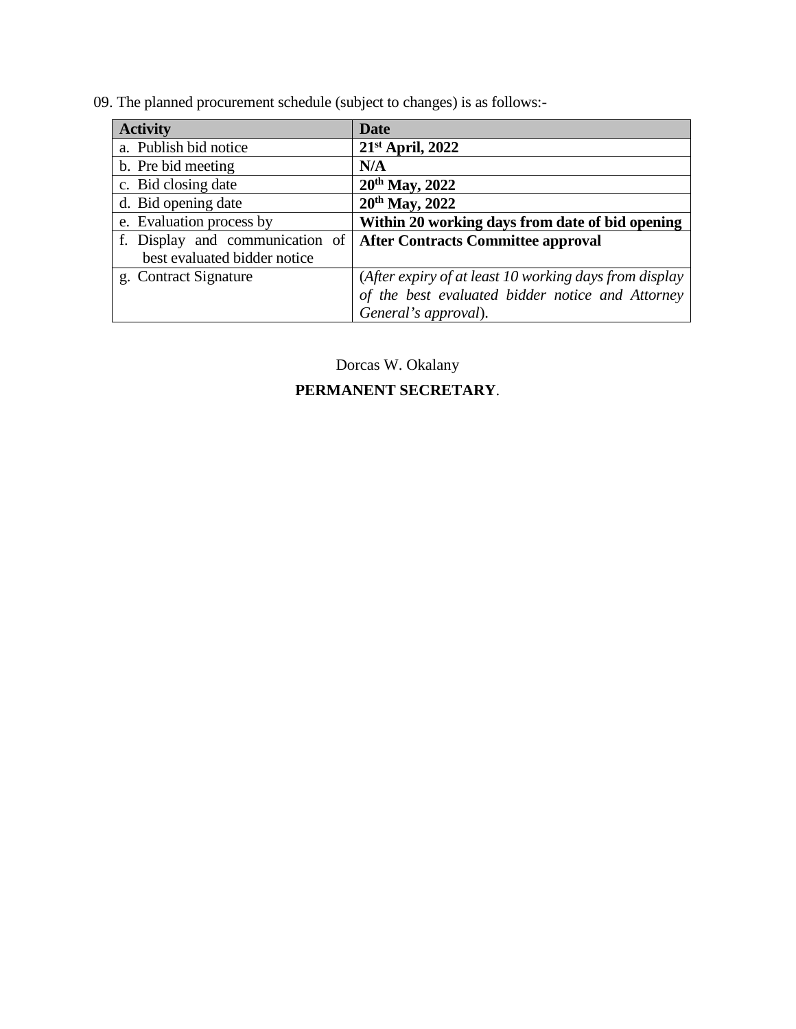09. The planned procurement schedule (subject to changes) is as follows:-

| Activity | Date |
|---|---|
| a. Publish bid notice | **21st April, 2022** |
| b. Pre bid meeting | **N/A** |
| c. Bid closing date | **20th May, 2022** |
| d. Bid opening date | **20th May, 2022** |
| e. Evaluation process by | **Within 20 working days from date of bid opening** |
| f. Display and communication of best evaluated bidder notice | **After Contracts Committee approval** |
| g. Contract Signature | (*After expiry of at least 10 working days from display of the best evaluated bidder notice and Attorney General's approval*). |

Dorcas W. Okalany

**PERMANENT SECRETARY**.